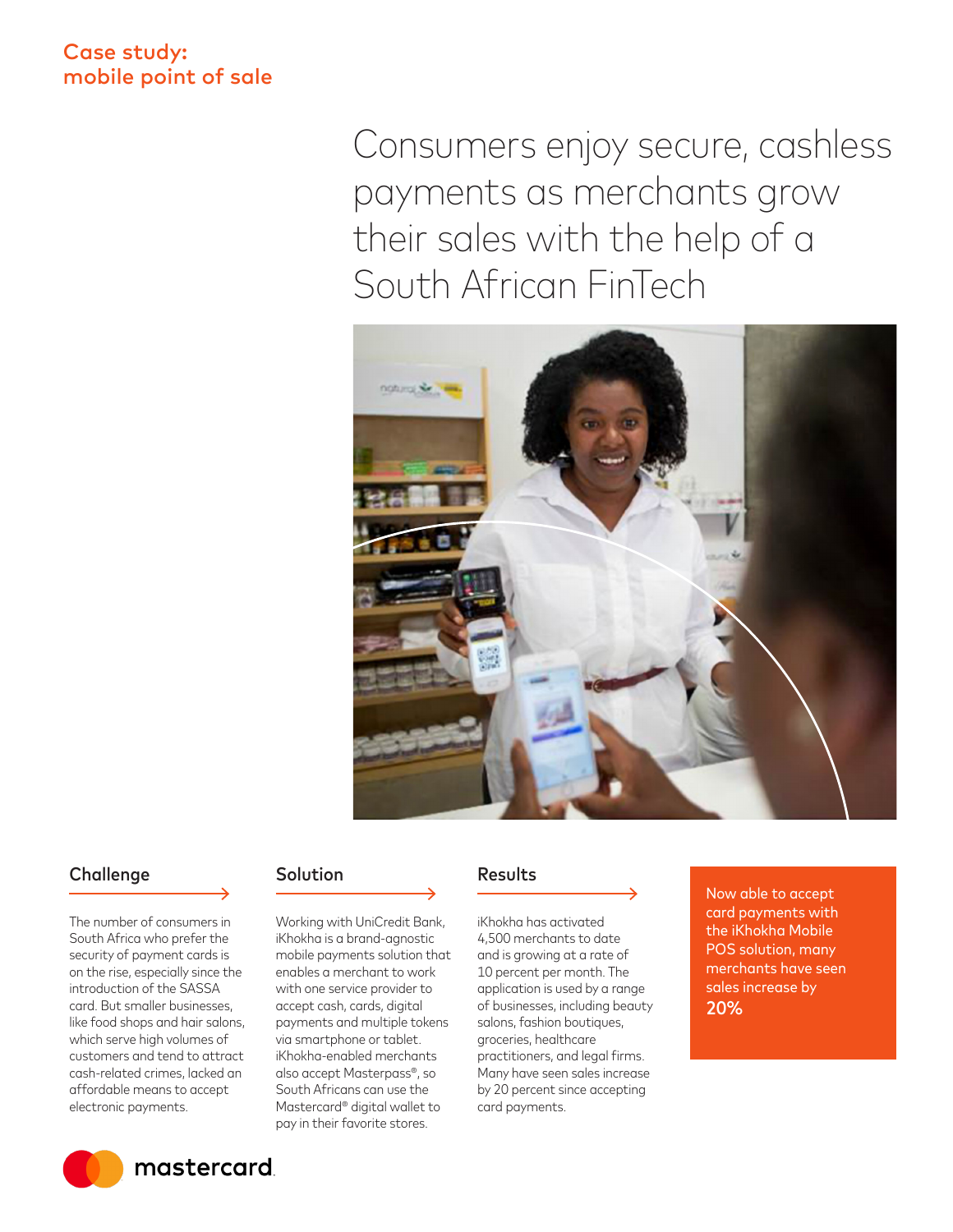Case study:
mobile point of sale

# Consumers enjoy secure, cashless payments as merchants grow their sales with the help of a South African FinTech

## Challenge

The number of consumers in South Africa who prefer the security of payment cards is on the rise, especially since the introduction of the SASSA card. But smaller businesses, like food shops and hair salons, which serve high volumes of customers and tend to attract cash-related crimes, lacked an affordable means to accept electronic payments.

## Solution

Working with UniCredit Bank, iKhokha is a brand-agnostic mobile payments solution that enables a merchant to work with one service provider to accept cash, cards, digital payments and multiple tokens via smartphone or tablet. iKhokha-enabled merchants also accept Masterpass®, so South Africans can use the Mastercard® digital wallet to pay in their favorite stores.

## Results

iKhokha has activated 4,500 merchants to date and is growing at a rate of 10 percent per month. The application is used by a range of businesses, including beauty salons, fashion boutiques, groceries, healthcare practitioners, and legal firms. Many have seen sales increase by 20 percent since accepting card payments.

Now able to accept card payments with the iKhokha Mobile POS solution, many merchants have seen sales increase by **20%**

mastercard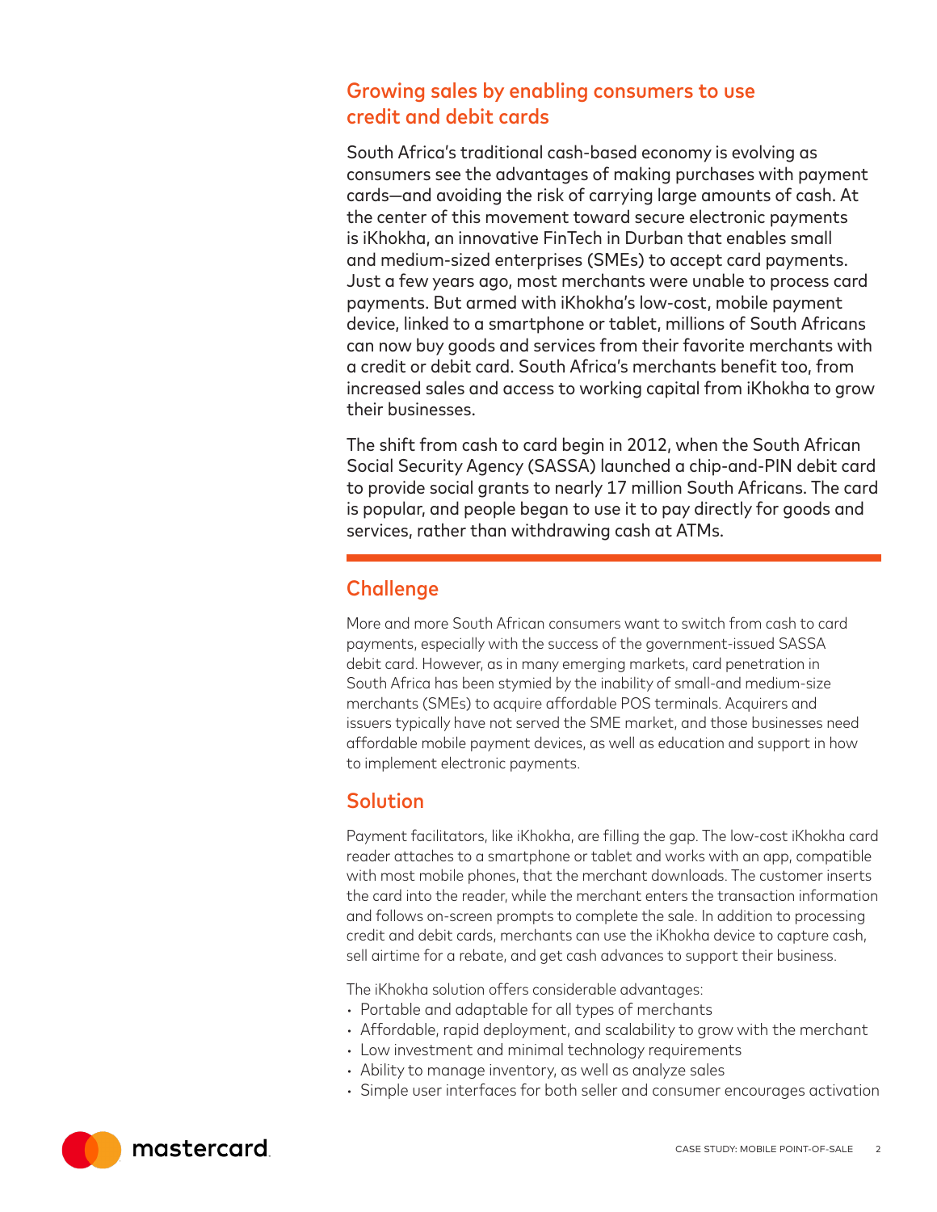## Growing sales by enabling consumers to use credit and debit cards

South Africa's traditional cash-based economy is evolving as consumers see the advantages of making purchases with payment cards—and avoiding the risk of carrying large amounts of cash. At the center of this movement toward secure electronic payments is iKhokha, an innovative FinTech in Durban that enables small and medium-sized enterprises (SMEs) to accept card payments. Just a few years ago, most merchants were unable to process card payments. But armed with iKhokha's low-cost, mobile payment device, linked to a smartphone or tablet, millions of South Africans can now buy goods and services from their favorite merchants with a credit or debit card. South Africa's merchants benefit too, from increased sales and access to working capital from iKhokha to grow their businesses.

The shift from cash to card begin in 2012, when the South African Social Security Agency (SASSA) launched a chip-and-PIN debit card to provide social grants to nearly 17 million South Africans. The card is popular, and people began to use it to pay directly for goods and services, rather than withdrawing cash at ATMs.

## Challenge

More and more South African consumers want to switch from cash to card payments, especially with the success of the government-issued SASSA debit card. However, as in many emerging markets, card penetration in South Africa has been stymied by the inability of small-and medium-size merchants (SMEs) to acquire affordable POS terminals. Acquirers and issuers typically have not served the SME market, and those businesses need affordable mobile payment devices, as well as education and support in how to implement electronic payments.

## Solution

Payment facilitators, like iKhokha, are filling the gap. The low-cost iKhokha card reader attaches to a smartphone or tablet and works with an app, compatible with most mobile phones, that the merchant downloads. The customer inserts the card into the reader, while the merchant enters the transaction information and follows on-screen prompts to complete the sale. In addition to processing credit and debit cards, merchants can use the iKhokha device to capture cash, sell airtime for a rebate, and get cash advances to support their business.

The iKhokha solution offers considerable advantages:

- Portable and adaptable for all types of merchants
- Affordable, rapid deployment, and scalability to grow with the merchant
- Low investment and minimal technology requirements
- Ability to manage inventory, as well as analyze sales
- Simple user interfaces for both seller and consumer encourages activation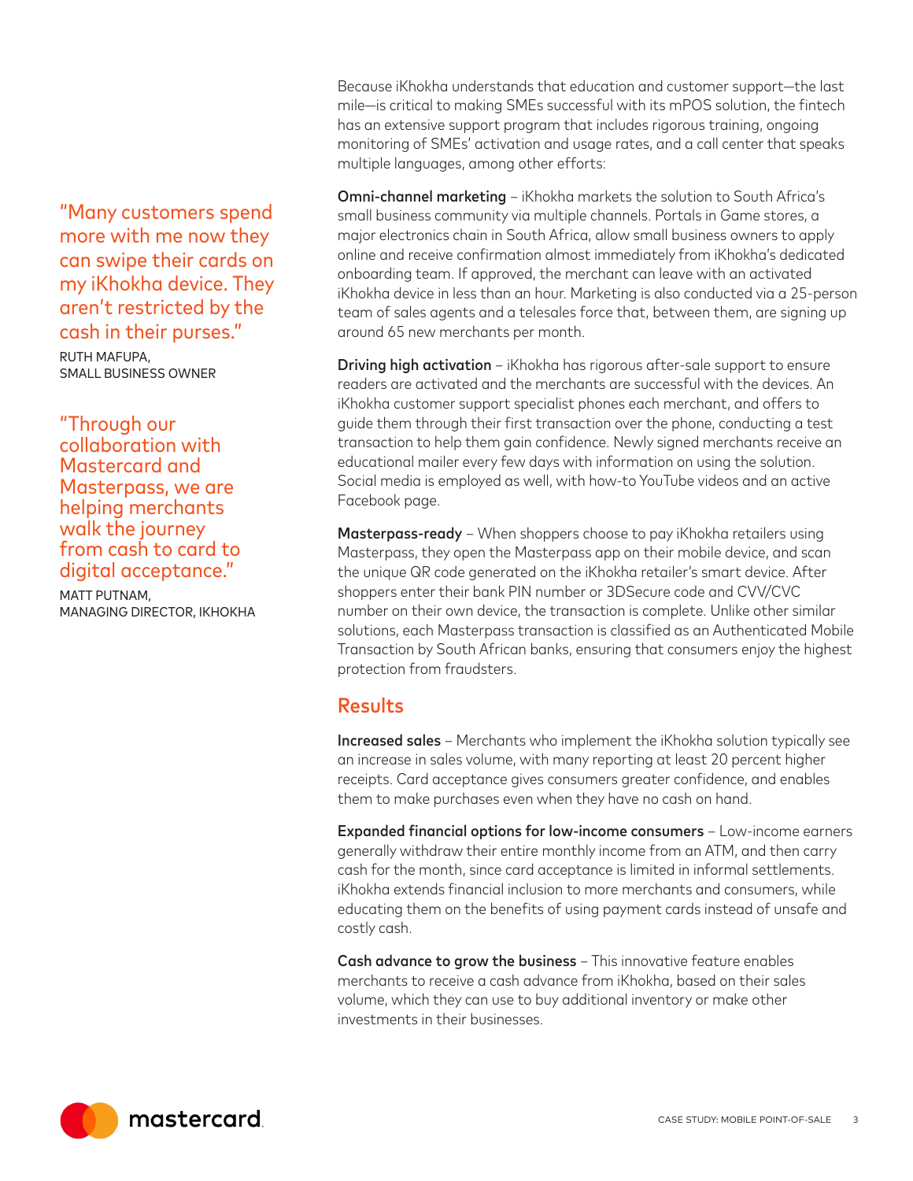> "Many customers spend more with me now they can swipe their cards on my iKhokha device. They aren't restricted by the cash in their purses."
>
> RUTH MAFUPA,
> SMALL BUSINESS OWNER

> "Through our collaboration with Mastercard and Masterpass, we are helping merchants walk the journey from cash to card to digital acceptance."
>
> MATT PUTNAM,
> MANAGING DIRECTOR, IKHOKHA

Because iKhokha understands that education and customer support—the last mile—is critical to making SMEs successful with its mPOS solution, the fintech has an extensive support program that includes rigorous training, ongoing monitoring of SMEs' activation and usage rates, and a call center that speaks multiple languages, among other efforts:

**Omni-channel marketing** – iKhokha markets the solution to South Africa's small business community via multiple channels. Portals in Game stores, a major electronics chain in South Africa, allow small business owners to apply online and receive confirmation almost immediately from iKhokha's dedicated onboarding team. If approved, the merchant can leave with an activated iKhokha device in less than an hour. Marketing is also conducted via a 25-person team of sales agents and a telesales force that, between them, are signing up around 65 new merchants per month.

**Driving high activation** – iKhokha has rigorous after-sale support to ensure readers are activated and the merchants are successful with the devices. An iKhokha customer support specialist phones each merchant, and offers to guide them through their first transaction over the phone, conducting a test transaction to help them gain confidence. Newly signed merchants receive an educational mailer every few days with information on using the solution. Social media is employed as well, with how-to YouTube videos and an active Facebook page.

**Masterpass-ready** – When shoppers choose to pay iKhokha retailers using Masterpass, they open the Masterpass app on their mobile device, and scan the unique QR code generated on the iKhokha retailer's smart device. After shoppers enter their bank PIN number or 3DSecure code and CVV/CVC number on their own device, the transaction is complete. Unlike other similar solutions, each Masterpass transaction is classified as an Authenticated Mobile Transaction by South African banks, ensuring that consumers enjoy the highest protection from fraudsters.

## Results

**Increased sales** – Merchants who implement the iKhokha solution typically see an increase in sales volume, with many reporting at least 20 percent higher receipts. Card acceptance gives consumers greater confidence, and enables them to make purchases even when they have no cash on hand.

**Expanded financial options for low-income consumers** – Low-income earners generally withdraw their entire monthly income from an ATM, and then carry cash for the month, since card acceptance is limited in informal settlements. iKhokha extends financial inclusion to more merchants and consumers, while educating them on the benefits of using payment cards instead of unsafe and costly cash.

**Cash advance to grow the business** – This innovative feature enables merchants to receive a cash advance from iKhokha, based on their sales volume, which they can use to buy additional inventory or make other investments in their businesses.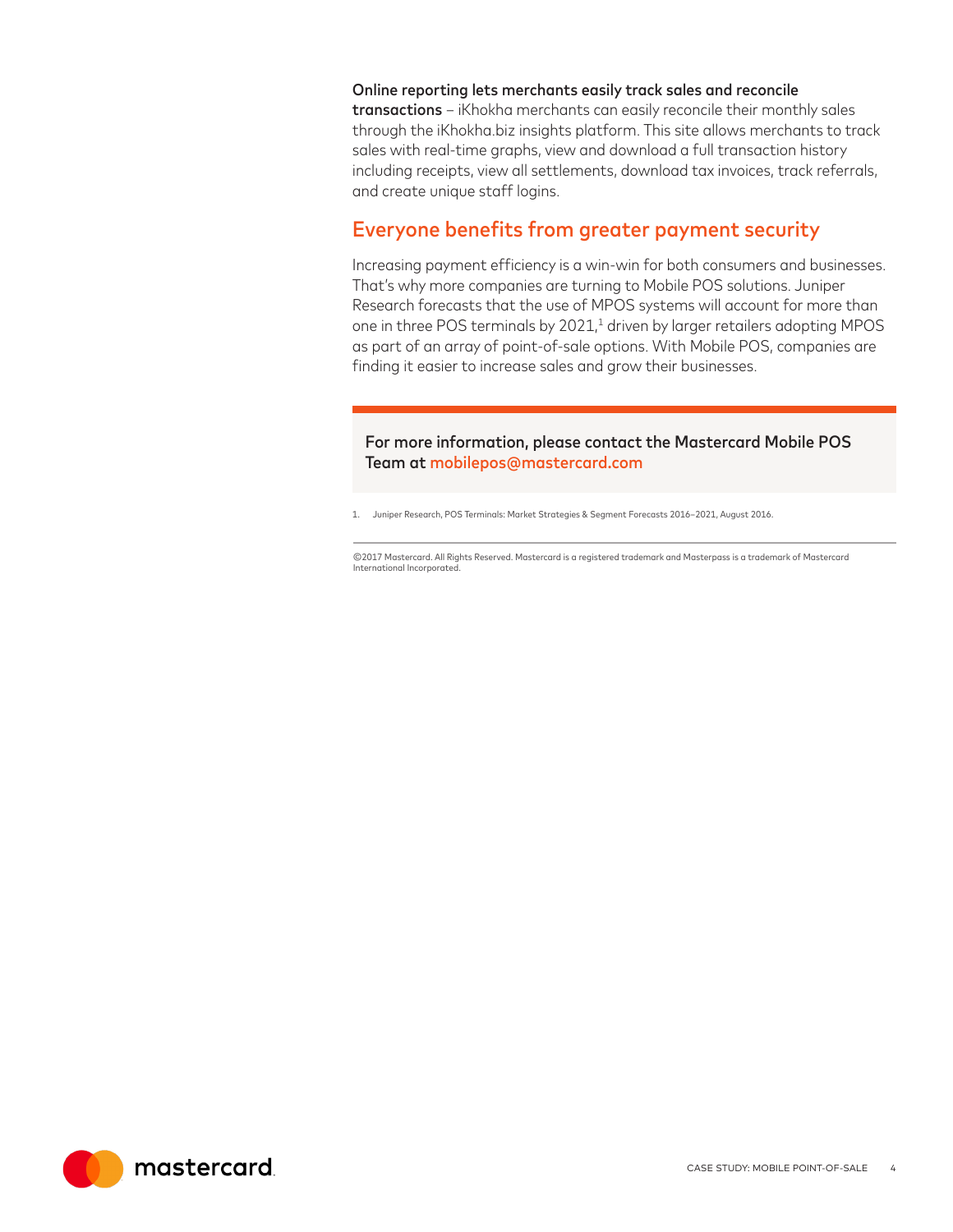**Online reporting lets merchants easily track sales and reconcile transactions** – iKhokha merchants can easily reconcile their monthly sales through the iKhokha.biz insights platform. This site allows merchants to track sales with real-time graphs, view and download a full transaction history including receipts, view all settlements, download tax invoices, track referrals, and create unique staff logins.

## Everyone benefits from greater payment security

Increasing payment efficiency is a win-win for both consumers and businesses. That's why more companies are turning to Mobile POS solutions. Juniper Research forecasts that the use of MPOS systems will account for more than one in three POS terminals by 2021,[1] driven by larger retailers adopting MPOS as part of an array of point-of-sale options. With Mobile POS, companies are finding it easier to increase sales and grow their businesses.

**For more information, please contact the Mastercard Mobile POS Team at mobilepos@mastercard.com**

1. Juniper Research, POS Terminals: Market Strategies & Segment Forecasts 2016–2021, August 2016.

©2017 Mastercard. All Rights Reserved. Mastercard is a registered trademark and Masterpass is a trademark of Mastercard International Incorporated.